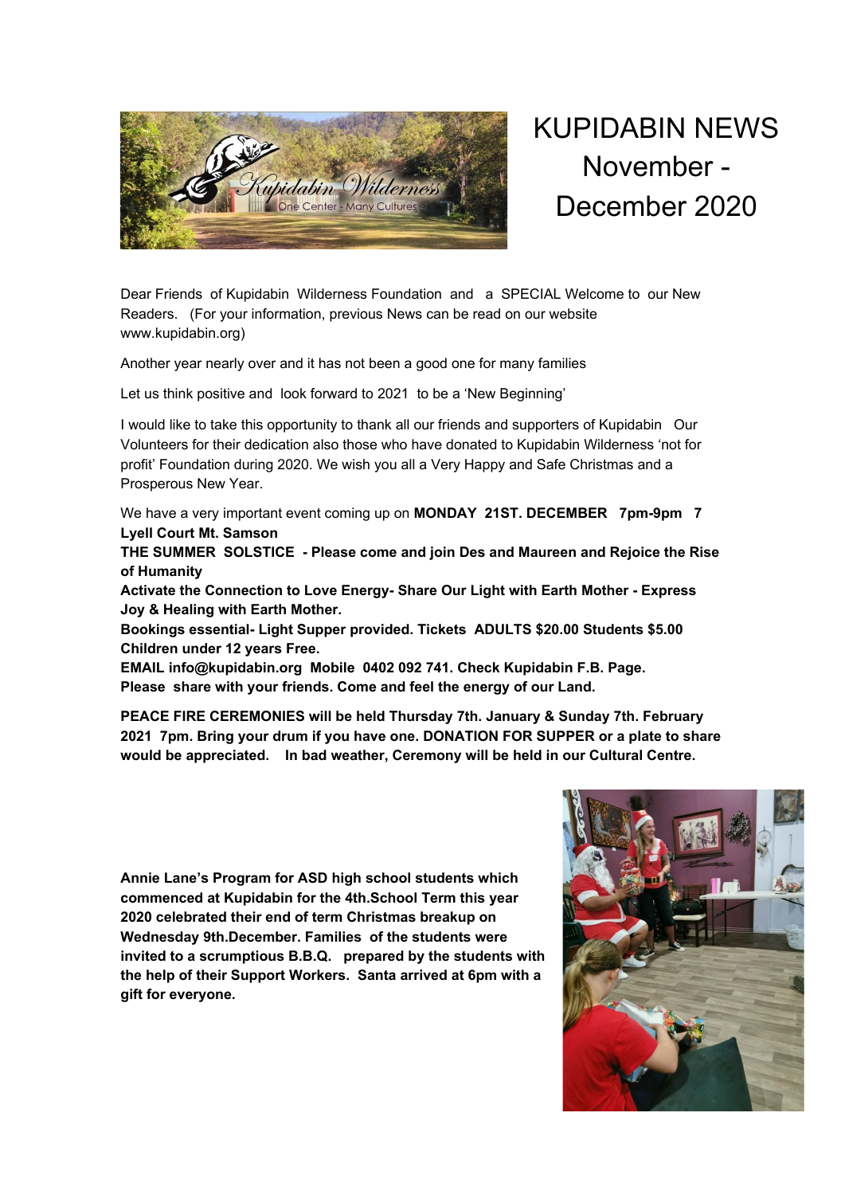# KUPIDABIN NEWS November - December 2020

Dear Friends of Kupidabin Wilderness Foundation and a SPECIAL Welcome to our New Readers. (For your information, previous News can be read on our website www.kupidabin.org)

Another year nearly over and it has not been a good one for many families

Let us think positive and look forward to 2021 to be a 'New Beginning'

I would like to take this opportunity to thank all our friends and supporters of Kupidabin Our Volunteers for their dedication also those who have donated to Kupidabin Wilderness 'not for profit' Foundation during 2020. We wish you all a Very Happy and Safe Christmas and a Prosperous New Year.

We have a very important event coming up on **MONDAY 21ST. DECEMBER 7pm-9pm 7 Lyell Court Mt. Samson**
**THE SUMMER SOLSTICE - Please come and join Des and Maureen and Rejoice the Rise of Humanity**
**Activate the Connection to Love Energy- Share Our Light with Earth Mother - Express Joy & Healing with Earth Mother.**
**Bookings essential- Light Supper provided. Tickets ADULTS $20.00 Students $5.00 Children under 12 years Free.**
**EMAIL info@kupidabin.org Mobile 0402 092 741. Check Kupidabin F.B. Page.**
**Please share with your friends. Come and feel the energy of our Land.**

**PEACE FIRE CEREMONIES will be held Thursday 7th. January & Sunday 7th. February 2021 7pm. Bring your drum if you have one. DONATION FOR SUPPER or a plate to share would be appreciated. In bad weather, Ceremony will be held in our Cultural Centre.**

**Annie Lane's Program for ASD high school students which commenced at Kupidabin for the 4th.School Term this year 2020 celebrated their end of term Christmas breakup on Wednesday 9th.December. Families of the students were invited to a scrumptious B.B.Q. prepared by the students with the help of their Support Workers. Santa arrived at 6pm with a gift for everyone.**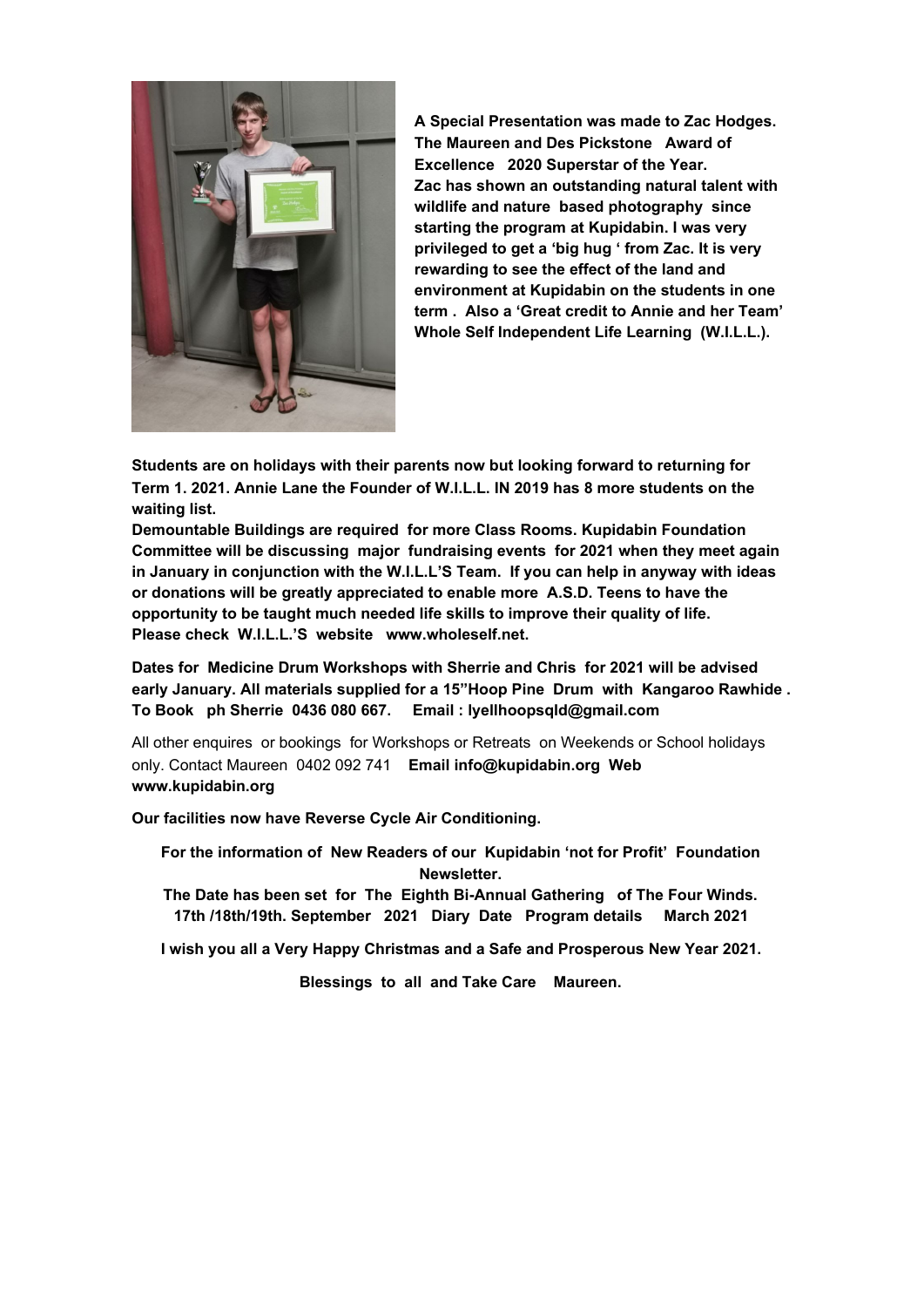**A Special Presentation was made to Zac Hodges. The Maureen and Des Pickstone Award of Excellence 2020 Superstar of the Year. Zac has shown an outstanding natural talent with wildlife and nature based photography since starting the program at Kupidabin. I was very privileged to get a 'big hug ' from Zac. It is very rewarding to see the effect of the land and environment at Kupidabin on the students in one term . Also a 'Great credit to Annie and her Team' Whole Self Independent Life Learning (W.I.L.L.).**

**Students are on holidays with their parents now but looking forward to returning for Term 1. 2021. Annie Lane the Founder of W.I.L.L. IN 2019 has 8 more students on the waiting list.**
**Demountable Buildings are required for more Class Rooms. Kupidabin Foundation Committee will be discussing major fundraising events for 2021 when they meet again in January in conjunction with the W.I.L.L'S Team. If you can help in anyway with ideas or donations will be greatly appreciated to enable more A.S.D. Teens to have the opportunity to be taught much needed life skills to improve their quality of life. Please check W.I.L.L.'S website www.wholeself.net.**

**Dates for Medicine Drum Workshops with Sherrie and Chris for 2021 will be advised early January. All materials supplied for a 15"Hoop Pine Drum with Kangaroo Rawhide . To Book ph Sherrie 0436 080 667. Email : lyellhoopsqld@gmail.com**

All other enquires or bookings for Workshops or Retreats on Weekends or School holidays only. Contact Maureen 0402 092 741 **Email info@kupidabin.org Web www.kupidabin.org**

**Our facilities now have Reverse Cycle Air Conditioning.**

**For the information of New Readers of our Kupidabin 'not for Profit' Foundation Newsletter.**
**The Date has been set for The Eighth Bi-Annual Gathering of The Four Winds. 17th /18th/19th. September 2021 Diary Date Program details March 2021**

**I wish you all a Very Happy Christmas and a Safe and Prosperous New Year 2021.**

**Blessings to all and Take Care Maureen.**